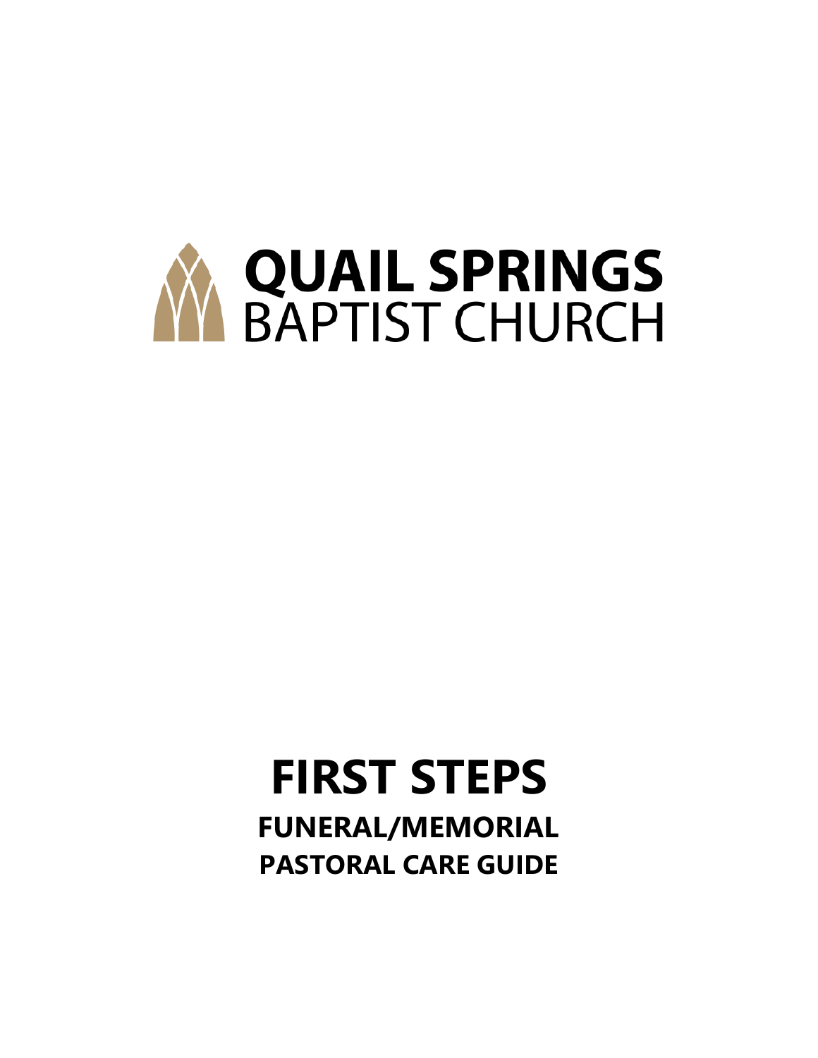**QUAIL SPRINGS**
BAPTIST CHURCH

# FIRST STEPS

## FUNERAL/MEMORIAL

## PASTORAL CARE GUIDE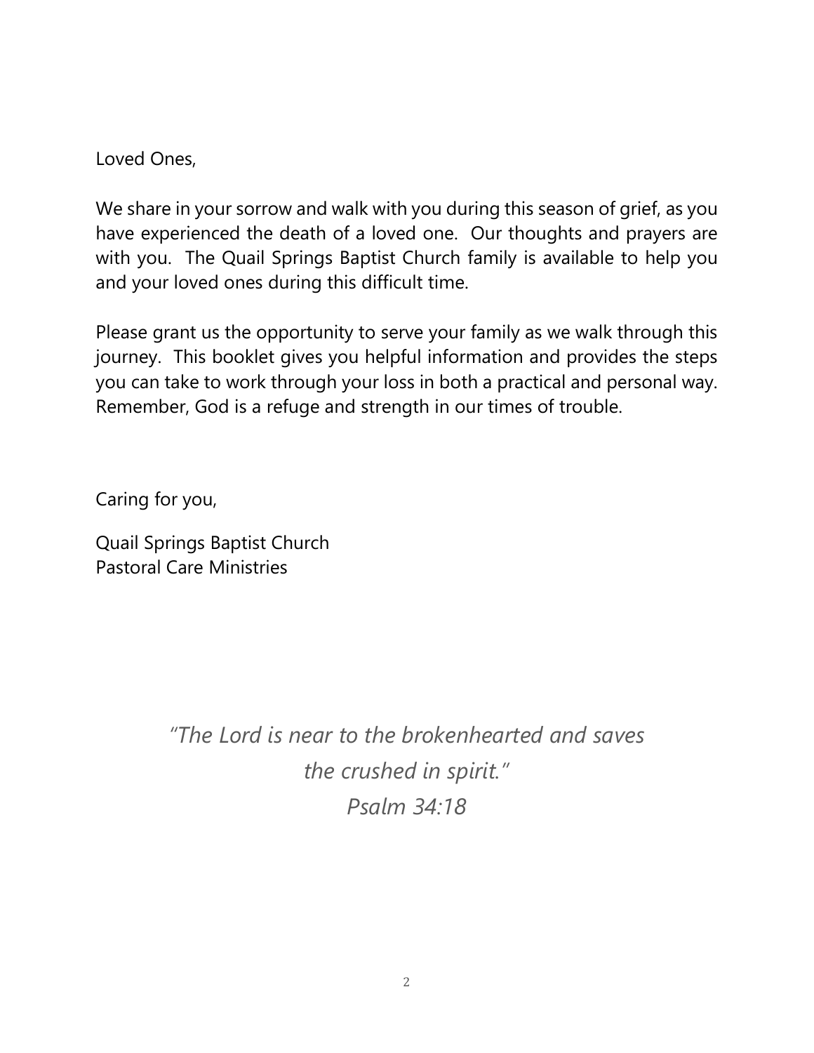Loved Ones,

We share in your sorrow and walk with you during this season of grief, as you have experienced the death of a loved one. Our thoughts and prayers are with you. The Quail Springs Baptist Church family is available to help you and your loved ones during this difficult time.

Please grant us the opportunity to serve your family as we walk through this journey. This booklet gives you helpful information and provides the steps you can take to work through your loss in both a practical and personal way. Remember, God is a refuge and strength in our times of trouble.

Caring for you,

Quail Springs Baptist Church  
Pastoral Care Ministries

*"The Lord is near to the brokenhearted and saves the crushed in spirit."*  
*Psalm 34:18*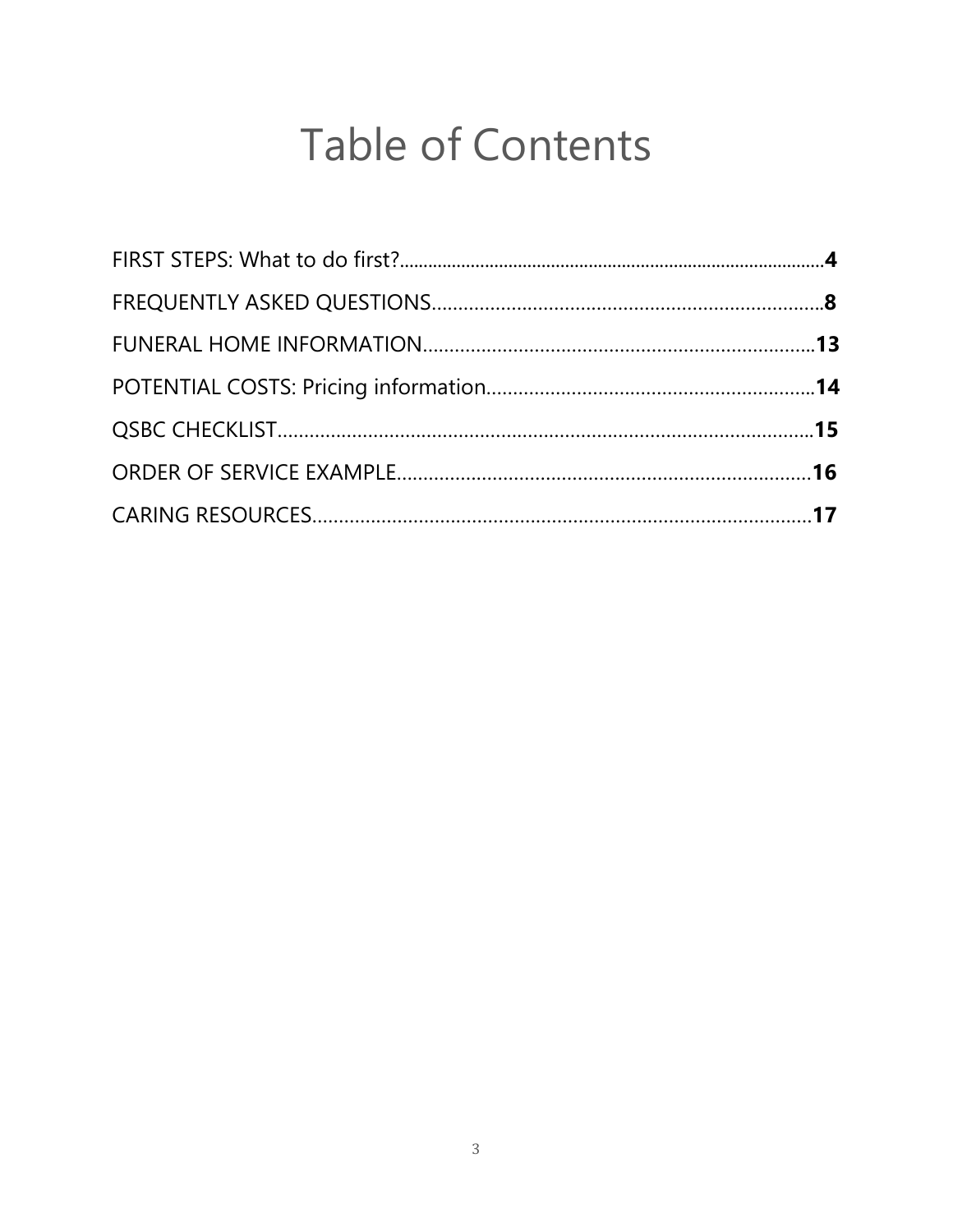# Table of Contents

FIRST STEPS: What to do first?........................................................................................**4**

FREQUENTLY ASKED QUESTIONS..........................................................................**8**

FUNERAL HOME INFORMATION..........................................................................**13**

POTENTIAL COSTS: Pricing information..............................................................**14**

QSBC CHECKLIST.......................................................................................................**15**

ORDER OF SERVICE EXAMPLE..............................................................................**16**

CARING RESOURCES..............................................................................................**17**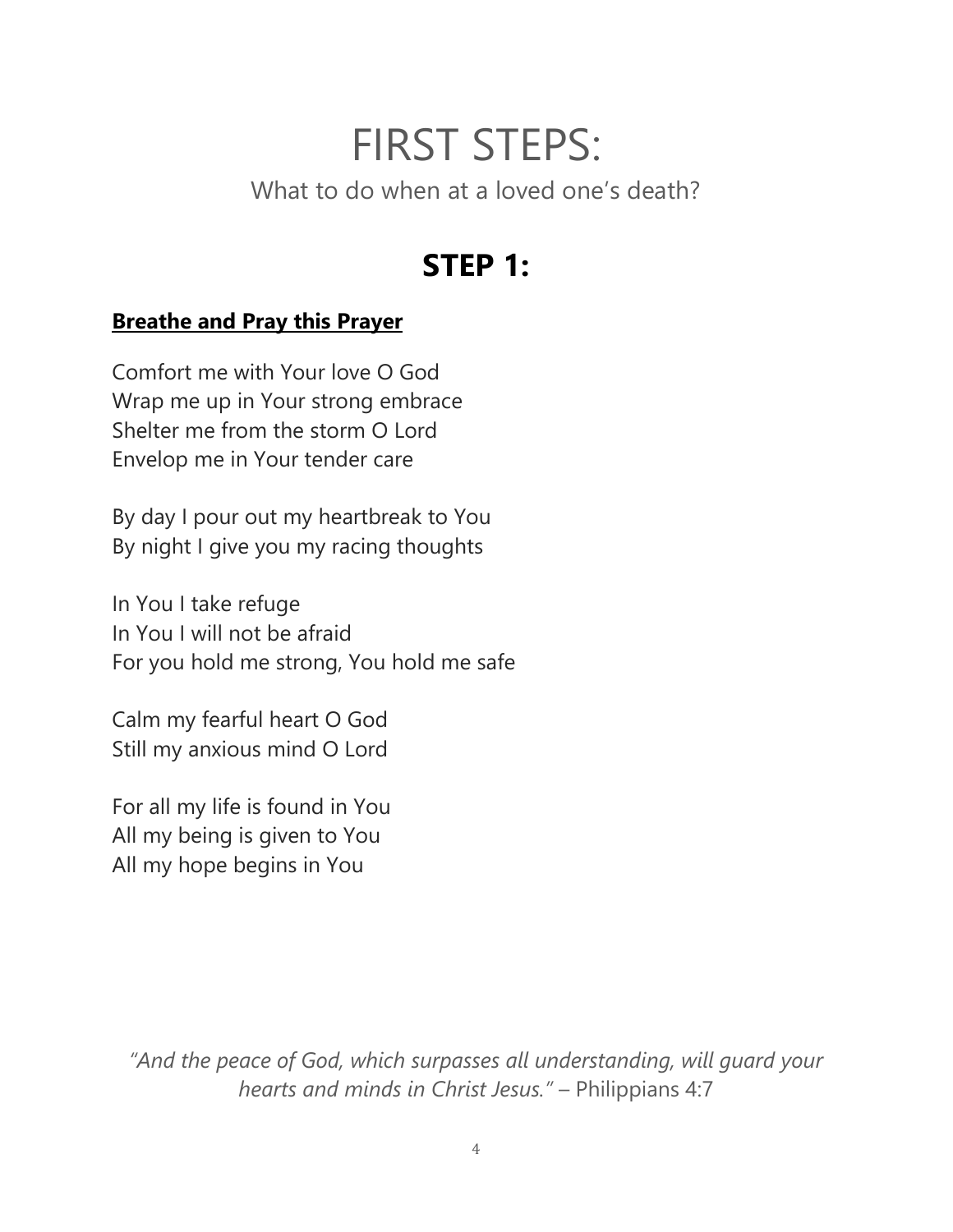# FIRST STEPS:

What to do when at a loved one's death?

## STEP 1:

**Breathe and Pray this Prayer**

Comfort me with Your love O God
Wrap me up in Your strong embrace
Shelter me from the storm O Lord
Envelop me in Your tender care

By day I pour out my heartbreak to You
By night I give you my racing thoughts

In You I take refuge
In You I will not be afraid
For you hold me strong, You hold me safe

Calm my fearful heart O God
Still my anxious mind O Lord

For all my life is found in You
All my being is given to You
All my hope begins in You

*"And the peace of God, which surpasses all understanding, will guard your hearts and minds in Christ Jesus."* – Philippians 4:7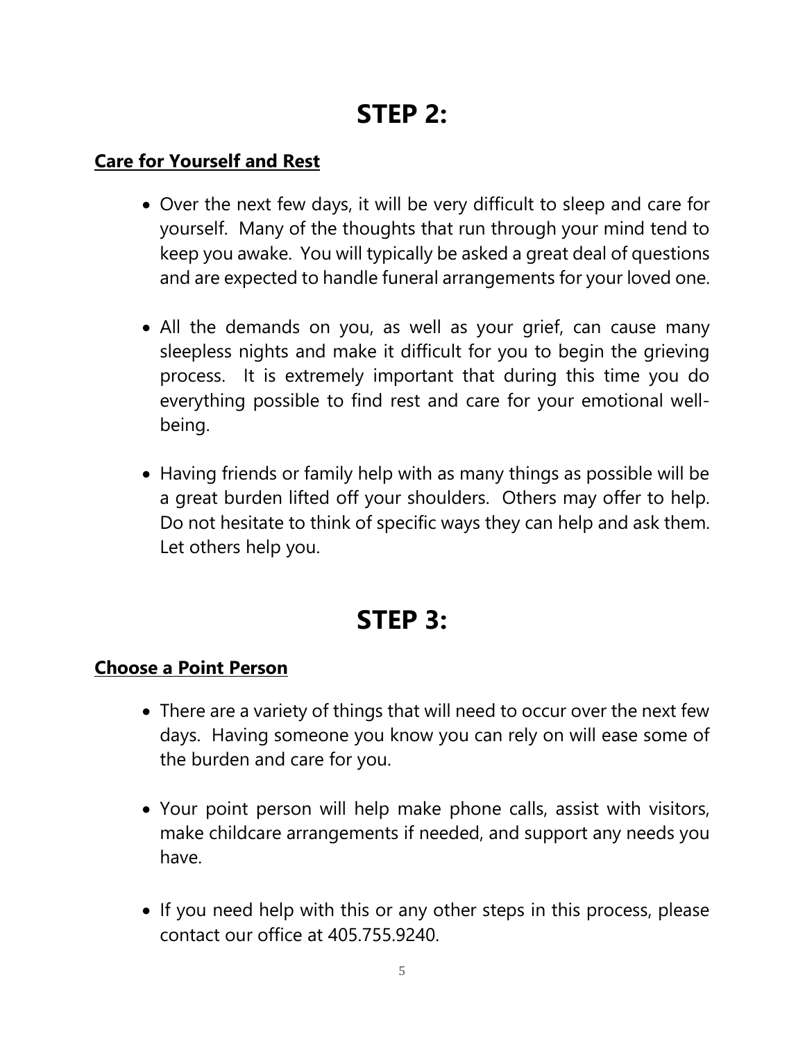# STEP 2:

**Care for Yourself and Rest**

- Over the next few days, it will be very difficult to sleep and care for yourself. Many of the thoughts that run through your mind tend to keep you awake. You will typically be asked a great deal of questions and are expected to handle funeral arrangements for your loved one.

- All the demands on you, as well as your grief, can cause many sleepless nights and make it difficult for you to begin the grieving process. It is extremely important that during this time you do everything possible to find rest and care for your emotional well-being.

- Having friends or family help with as many things as possible will be a great burden lifted off your shoulders. Others may offer to help. Do not hesitate to think of specific ways they can help and ask them. Let others help you.

# STEP 3:

**Choose a Point Person**

- There are a variety of things that will need to occur over the next few days. Having someone you know you can rely on will ease some of the burden and care for you.

- Your point person will help make phone calls, assist with visitors, make childcare arrangements if needed, and support any needs you have.

- If you need help with this or any other steps in this process, please contact our office at 405.755.9240.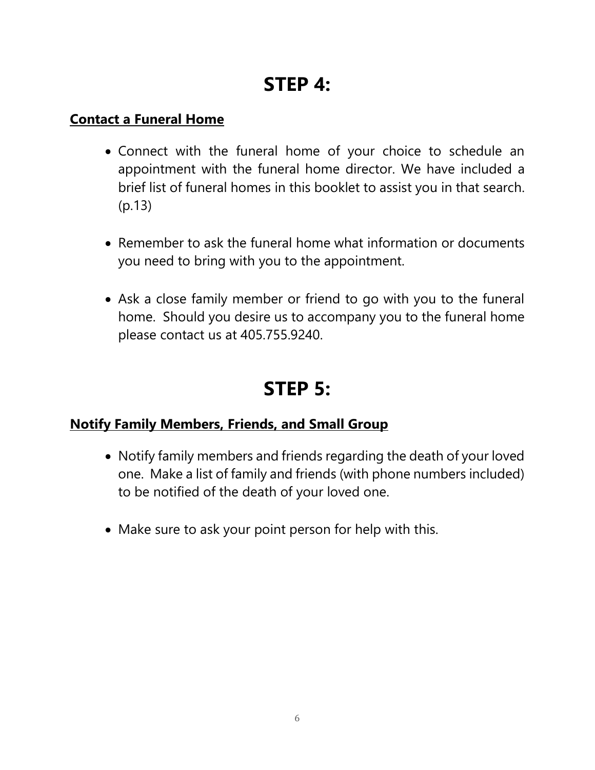# STEP 4:

**Contact a Funeral Home**

- Connect with the funeral home of your choice to schedule an appointment with the funeral home director. We have included a brief list of funeral homes in this booklet to assist you in that search. (p.13)
- Remember to ask the funeral home what information or documents you need to bring with you to the appointment.
- Ask a close family member or friend to go with you to the funeral home. Should you desire us to accompany you to the funeral home please contact us at 405.755.9240.

# STEP 5:

**Notify Family Members, Friends, and Small Group**

- Notify family members and friends regarding the death of your loved one. Make a list of family and friends (with phone numbers included) to be notified of the death of your loved one.
- Make sure to ask your point person for help with this.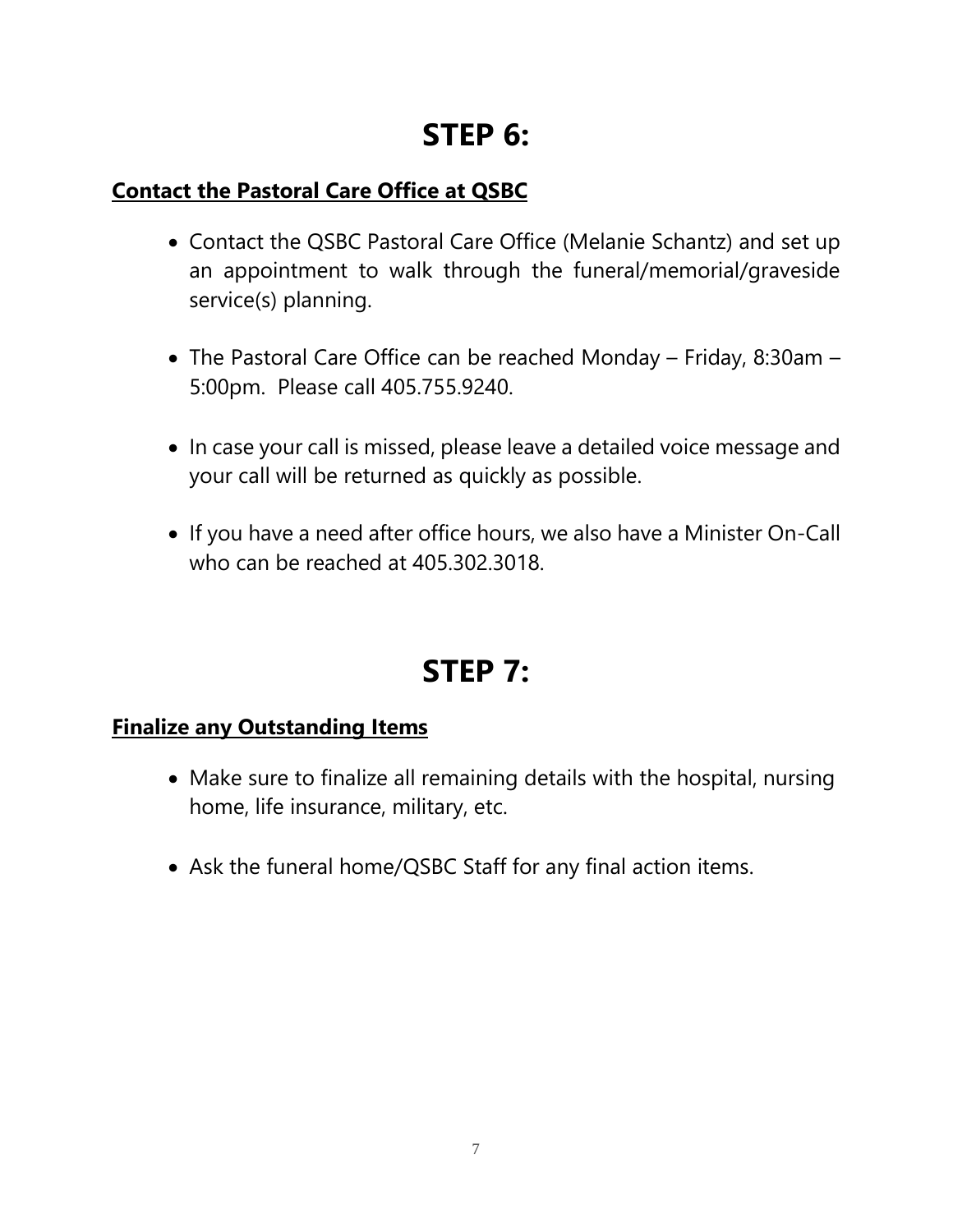# STEP 6:

**Contact the Pastoral Care Office at QSBC**

- Contact the QSBC Pastoral Care Office (Melanie Schantz) and set up an appointment to walk through the funeral/memorial/graveside service(s) planning.
- The Pastoral Care Office can be reached Monday – Friday, 8:30am – 5:00pm. Please call 405.755.9240.
- In case your call is missed, please leave a detailed voice message and your call will be returned as quickly as possible.
- If you have a need after office hours, we also have a Minister On-Call who can be reached at 405.302.3018.

# STEP 7:

**Finalize any Outstanding Items**

- Make sure to finalize all remaining details with the hospital, nursing home, life insurance, military, etc.
- Ask the funeral home/QSBC Staff for any final action items.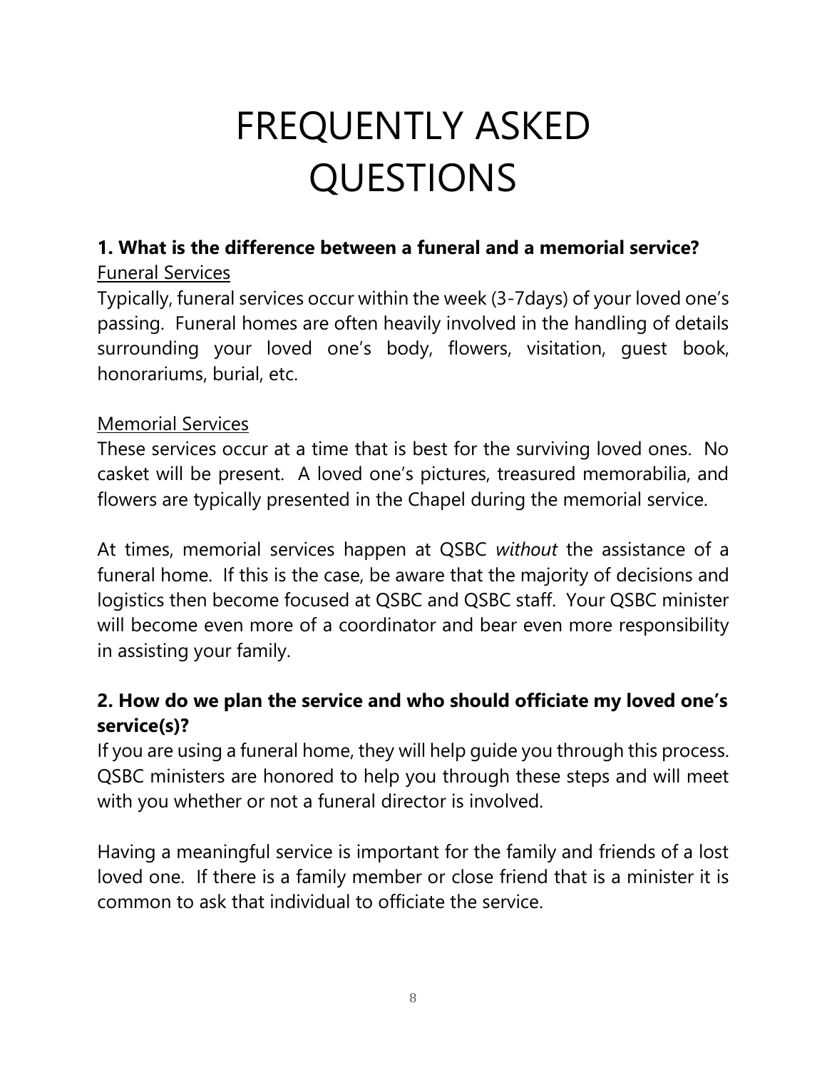# FREQUENTLY ASKED QUESTIONS

**1. What is the difference between a funeral and a memorial service?**

<u>Funeral Services</u>

Typically, funeral services occur within the week (3-7days) of your loved one's passing. Funeral homes are often heavily involved in the handling of details surrounding your loved one's body, flowers, visitation, guest book, honorariums, burial, etc.

<u>Memorial Services</u>

These services occur at a time that is best for the surviving loved ones. No casket will be present. A loved one's pictures, treasured memorabilia, and flowers are typically presented in the Chapel during the memorial service.

At times, memorial services happen at QSBC *without* the assistance of a funeral home. If this is the case, be aware that the majority of decisions and logistics then become focused at QSBC and QSBC staff. Your QSBC minister will become even more of a coordinator and bear even more responsibility in assisting your family.

**2. How do we plan the service and who should officiate my loved one's service(s)?**

If you are using a funeral home, they will help guide you through this process. QSBC ministers are honored to help you through these steps and will meet with you whether or not a funeral director is involved.

Having a meaningful service is important for the family and friends of a lost loved one. If there is a family member or close friend that is a minister it is common to ask that individual to officiate the service.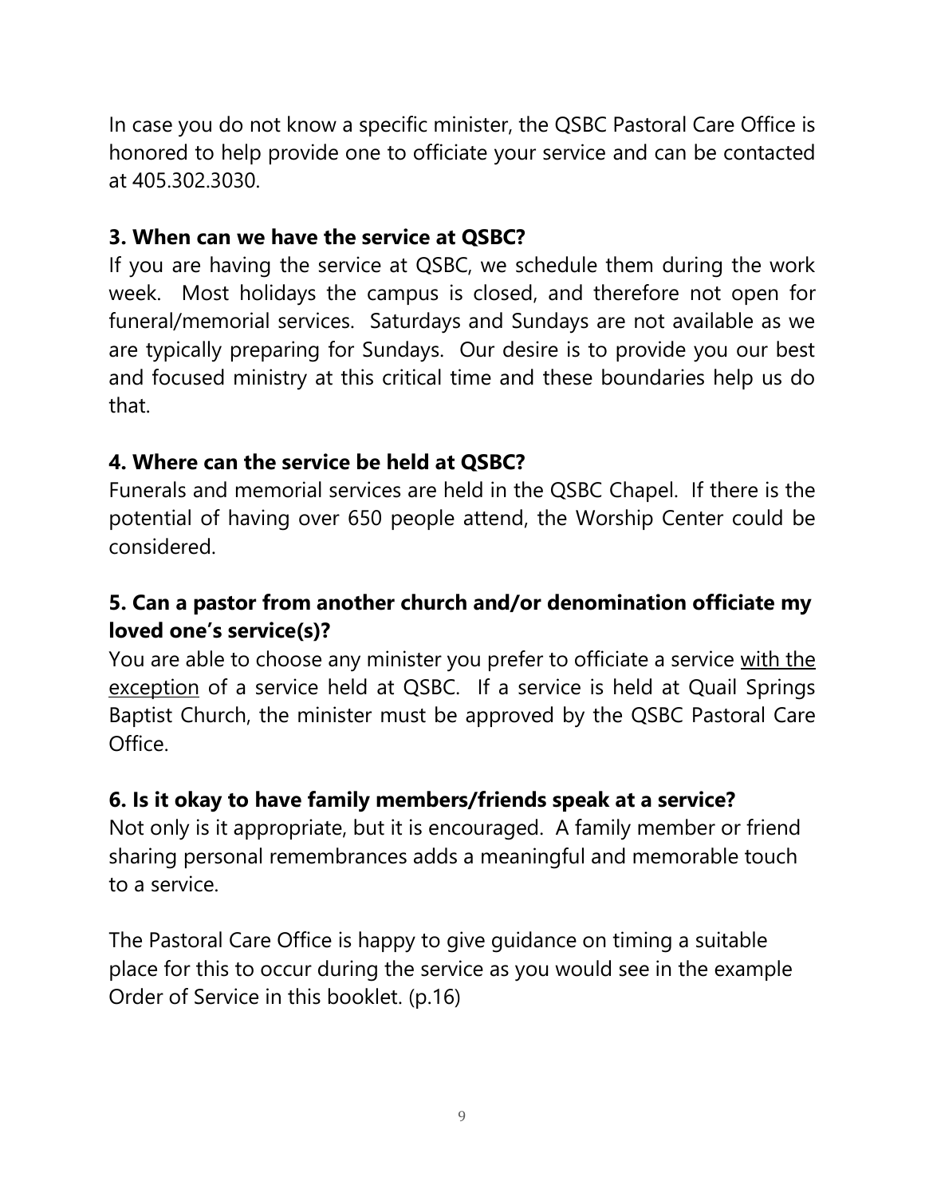In case you do not know a specific minister, the QSBC Pastoral Care Office is honored to help provide one to officiate your service and can be contacted at 405.302.3030.

### 3. When can we have the service at QSBC?

If you are having the service at QSBC, we schedule them during the work week. Most holidays the campus is closed, and therefore not open for funeral/memorial services. Saturdays and Sundays are not available as we are typically preparing for Sundays. Our desire is to provide you our best and focused ministry at this critical time and these boundaries help us do that.

### 4. Where can the service be held at QSBC?

Funerals and memorial services are held in the QSBC Chapel. If there is the potential of having over 650 people attend, the Worship Center could be considered.

### 5. Can a pastor from another church and/or denomination officiate my loved one's service(s)?

You are able to choose any minister you prefer to officiate a service <u>with the exception</u> of a service held at QSBC. If a service is held at Quail Springs Baptist Church, the minister must be approved by the QSBC Pastoral Care Office.

### 6. Is it okay to have family members/friends speak at a service?

Not only is it appropriate, but it is encouraged. A family member or friend sharing personal remembrances adds a meaningful and memorable touch to a service.

The Pastoral Care Office is happy to give guidance on timing a suitable place for this to occur during the service as you would see in the example Order of Service in this booklet. (p.16)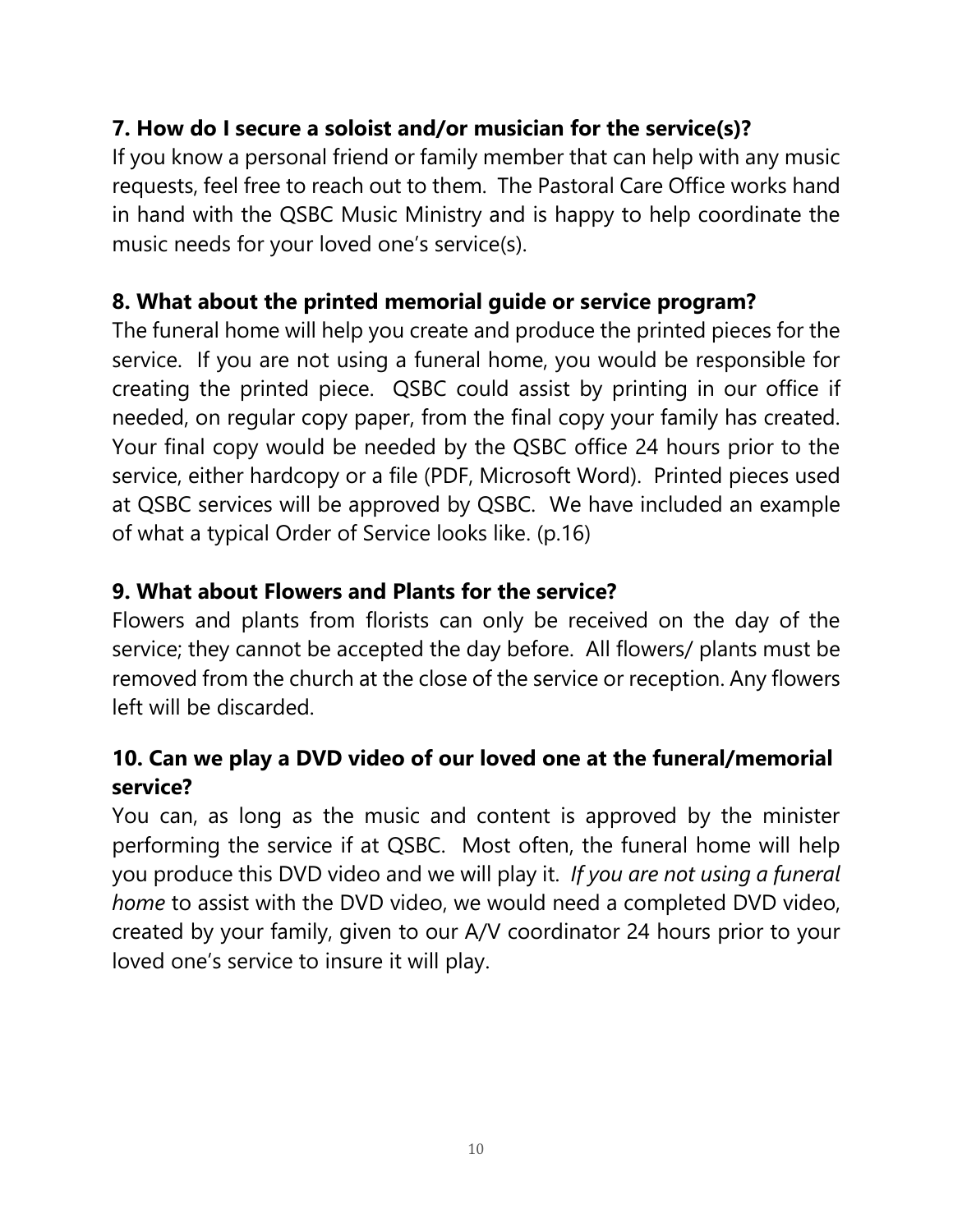### 7. How do I secure a soloist and/or musician for the service(s)?

If you know a personal friend or family member that can help with any music requests, feel free to reach out to them. The Pastoral Care Office works hand in hand with the QSBC Music Ministry and is happy to help coordinate the music needs for your loved one's service(s).

### 8. What about the printed memorial guide or service program?

The funeral home will help you create and produce the printed pieces for the service. If you are not using a funeral home, you would be responsible for creating the printed piece. QSBC could assist by printing in our office if needed, on regular copy paper, from the final copy your family has created. Your final copy would be needed by the QSBC office 24 hours prior to the service, either hardcopy or a file (PDF, Microsoft Word). Printed pieces used at QSBC services will be approved by QSBC. We have included an example of what a typical Order of Service looks like. (p.16)

### 9. What about Flowers and Plants for the service?

Flowers and plants from florists can only be received on the day of the service; they cannot be accepted the day before. All flowers/ plants must be removed from the church at the close of the service or reception. Any flowers left will be discarded.

### 10. Can we play a DVD video of our loved one at the funeral/memorial service?

You can, as long as the music and content is approved by the minister performing the service if at QSBC. Most often, the funeral home will help you produce this DVD video and we will play it. *If you are not using a funeral home* to assist with the DVD video, we would need a completed DVD video, created by your family, given to our A/V coordinator 24 hours prior to your loved one's service to insure it will play.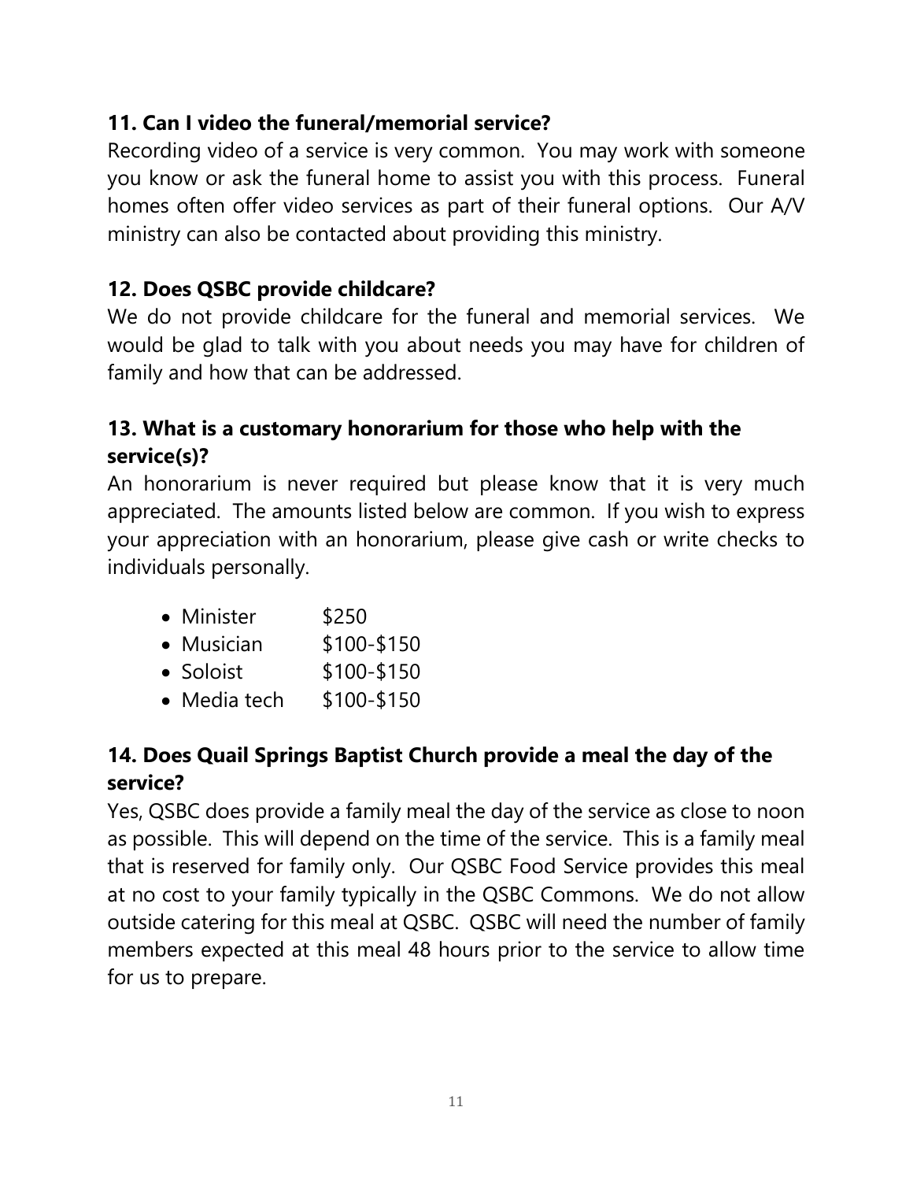### 11. Can I video the funeral/memorial service?

Recording video of a service is very common. You may work with someone you know or ask the funeral home to assist you with this process. Funeral homes often offer video services as part of their funeral options. Our A/V ministry can also be contacted about providing this ministry.

### 12. Does QSBC provide childcare?

We do not provide childcare for the funeral and memorial services. We would be glad to talk with you about needs you may have for children of family and how that can be addressed.

### 13. What is a customary honorarium for those who help with the service(s)?

An honorarium is never required but please know that it is very much appreciated. The amounts listed below are common. If you wish to express your appreciation with an honorarium, please give cash or write checks to individuals personally.

- Minister $250
- Musician $100-$150
- Soloist $100-$150
- Media tech $100-$150

### 14. Does Quail Springs Baptist Church provide a meal the day of the service?

Yes, QSBC does provide a family meal the day of the service as close to noon as possible. This will depend on the time of the service. This is a family meal that is reserved for family only. Our QSBC Food Service provides this meal at no cost to your family typically in the QSBC Commons. We do not allow outside catering for this meal at QSBC. QSBC will need the number of family members expected at this meal 48 hours prior to the service to allow time for us to prepare.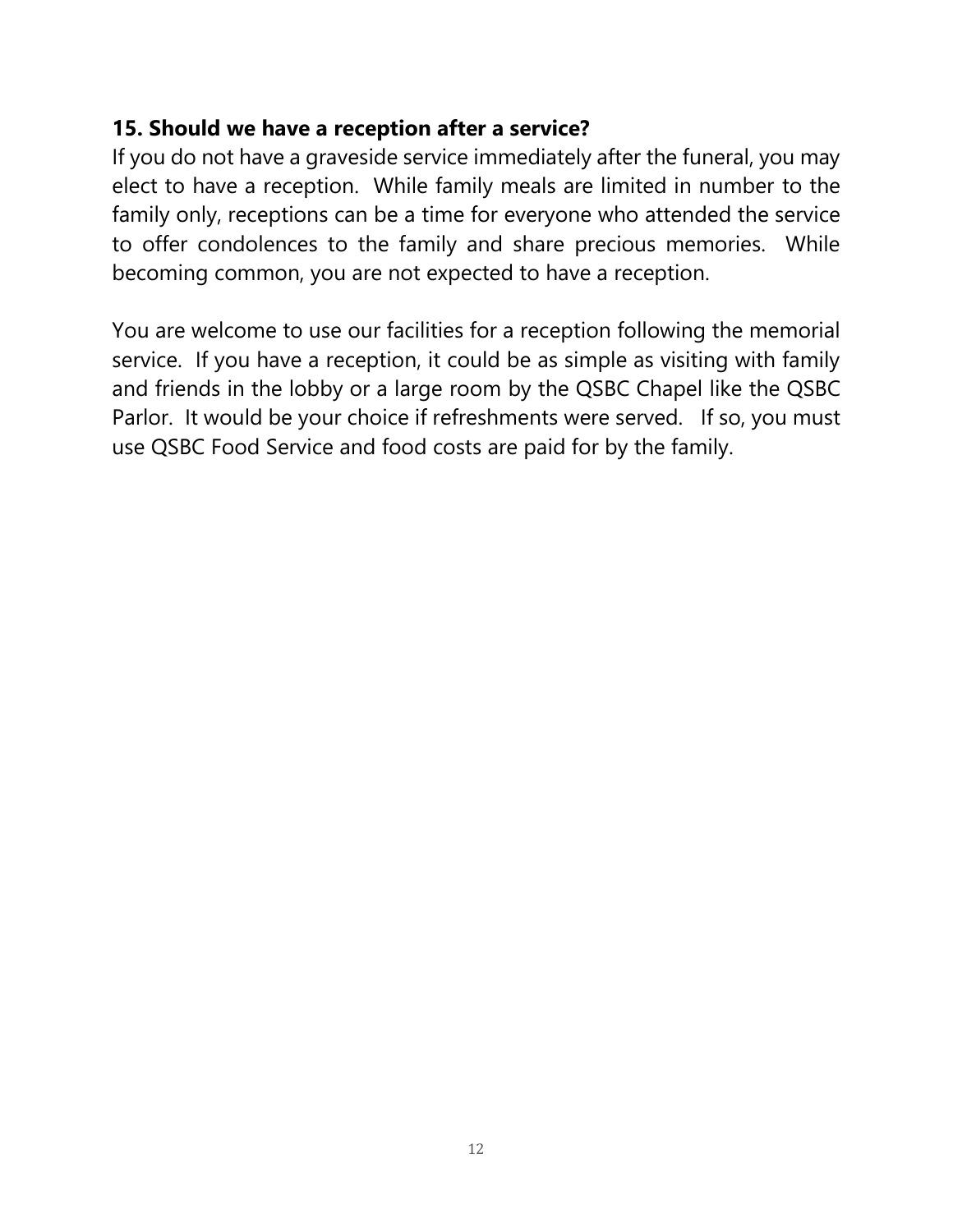### 15. Should we have a reception after a service?

If you do not have a graveside service immediately after the funeral, you may elect to have a reception. While family meals are limited in number to the family only, receptions can be a time for everyone who attended the service to offer condolences to the family and share precious memories. While becoming common, you are not expected to have a reception.

You are welcome to use our facilities for a reception following the memorial service. If you have a reception, it could be as simple as visiting with family and friends in the lobby or a large room by the QSBC Chapel like the QSBC Parlor. It would be your choice if refreshments were served. If so, you must use QSBC Food Service and food costs are paid for by the family.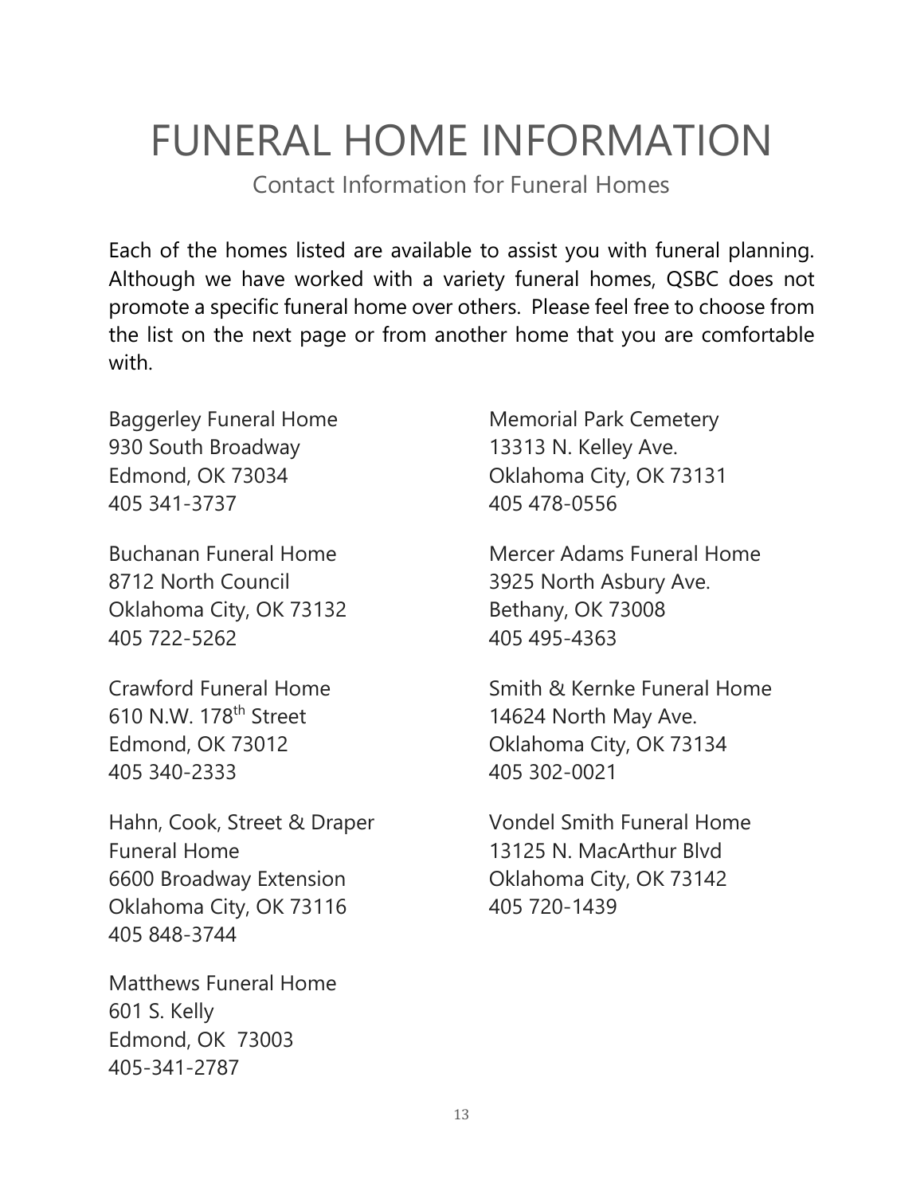# FUNERAL HOME INFORMATION

Contact Information for Funeral Homes

Each of the homes listed are available to assist you with funeral planning. Although we have worked with a variety funeral homes, QSBC does not promote a specific funeral home over others. Please feel free to choose from the list on the next page or from another home that you are comfortable with.

Baggerley Funeral Home
930 South Broadway
Edmond, OK 73034
405 341-3737

Buchanan Funeral Home
8712 North Council
Oklahoma City, OK 73132
405 722-5262

Crawford Funeral Home
610 N.W. 178th Street
Edmond, OK 73012
405 340-2333

Hahn, Cook, Street & Draper Funeral Home
6600 Broadway Extension
Oklahoma City, OK 73116
405 848-3744

Matthews Funeral Home
601 S. Kelly
Edmond, OK 73003
405-341-2787

Memorial Park Cemetery
13313 N. Kelley Ave.
Oklahoma City, OK 73131
405 478-0556

Mercer Adams Funeral Home
3925 North Asbury Ave.
Bethany, OK 73008
405 495-4363

Smith & Kernke Funeral Home
14624 North May Ave.
Oklahoma City, OK 73134
405 302-0021

Vondel Smith Funeral Home
13125 N. MacArthur Blvd
Oklahoma City, OK 73142
405 720-1439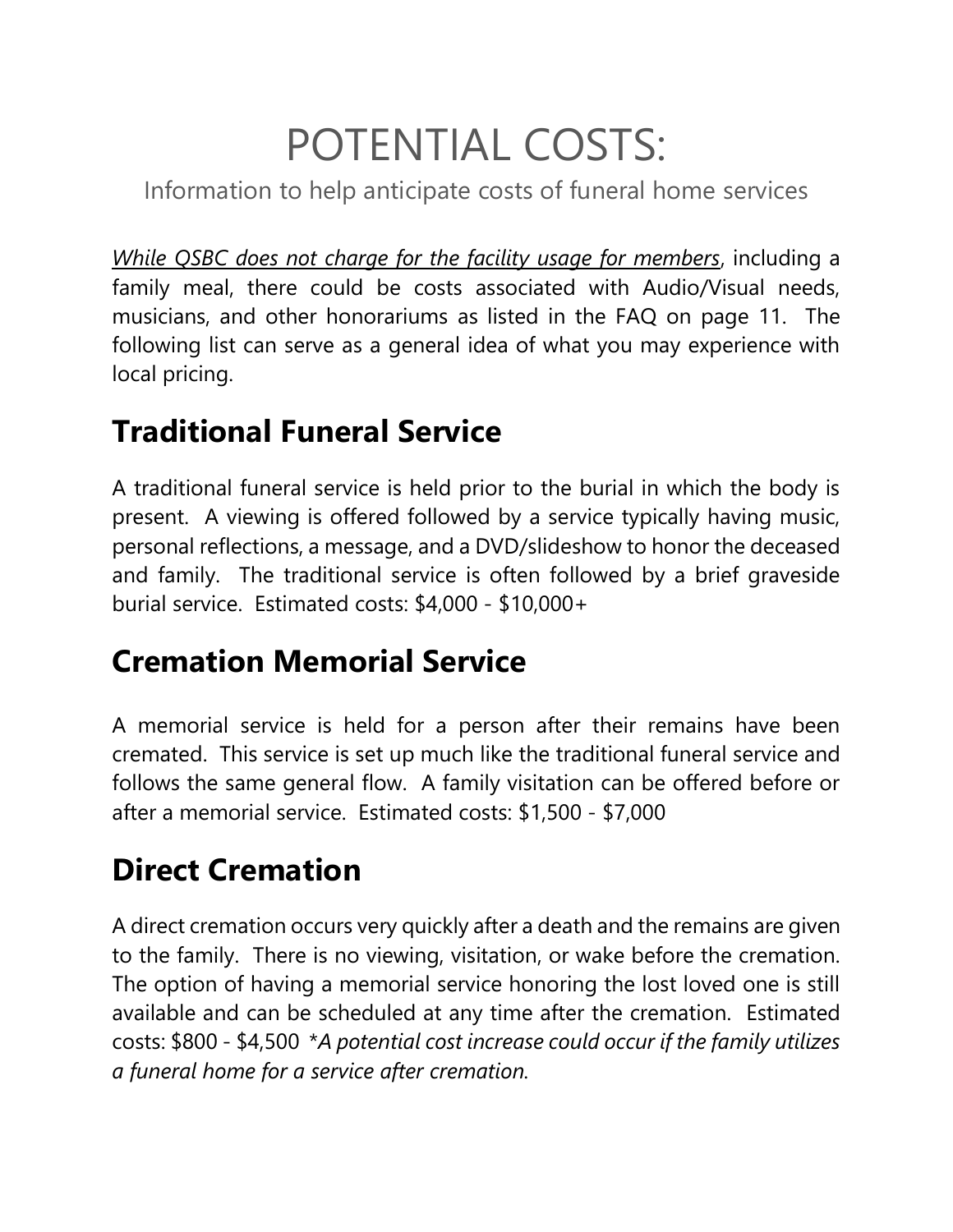# POTENTIAL COSTS:

Information to help anticipate costs of funeral home services

<u>*While QSBC does not charge for the facility usage for members*</u>, including a family meal, there could be costs associated with Audio/Visual needs, musicians, and other honorariums as listed in the FAQ on page 11. The following list can serve as a general idea of what you may experience with local pricing.

## Traditional Funeral Service

A traditional funeral service is held prior to the burial in which the body is present. A viewing is offered followed by a service typically having music, personal reflections, a message, and a DVD/slideshow to honor the deceased and family. The traditional service is often followed by a brief graveside burial service. Estimated costs: $4,000 - $10,000+

## Cremation Memorial Service

A memorial service is held for a person after their remains have been cremated. This service is set up much like the traditional funeral service and follows the same general flow. A family visitation can be offered before or after a memorial service. Estimated costs: $1,500 - $7,000

## Direct Cremation

A direct cremation occurs very quickly after a death and the remains are given to the family. There is no viewing, visitation, or wake before the cremation. The option of having a memorial service honoring the lost loved one is still available and can be scheduled at any time after the cremation. Estimated costs: $800 - $4,500 *\*A potential cost increase could occur if the family utilizes a funeral home for a service after cremation.*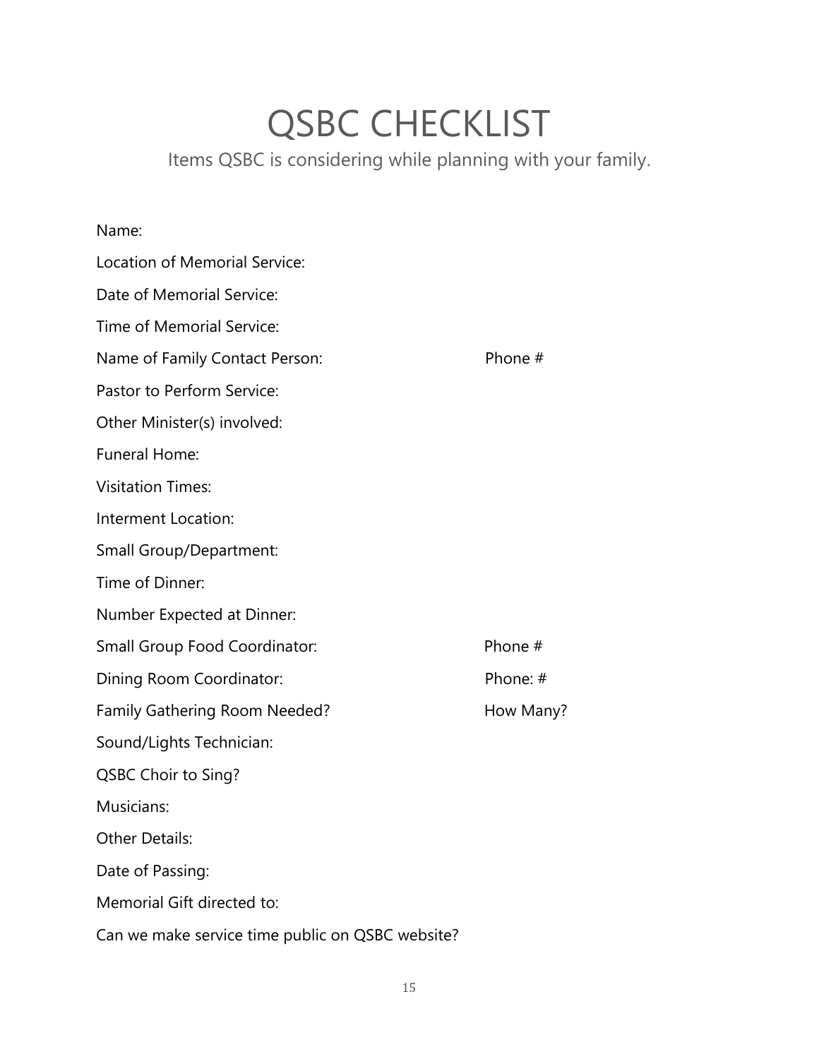# QSBC CHECKLIST

Items QSBC is considering while planning with your family.

Name:

Location of Memorial Service:

Date of Memorial Service:

Time of Memorial Service:

Name of Family Contact Person: Phone #

Pastor to Perform Service:

Other Minister(s) involved:

Funeral Home:

Visitation Times:

Interment Location:

Small Group/Department:

Time of Dinner:

Number Expected at Dinner:

Small Group Food Coordinator: Phone #

Dining Room Coordinator: Phone: #

Family Gathering Room Needed? How Many?

Sound/Lights Technician:

QSBC Choir to Sing?

Musicians:

Other Details:

Date of Passing:

Memorial Gift directed to:

Can we make service time public on QSBC website?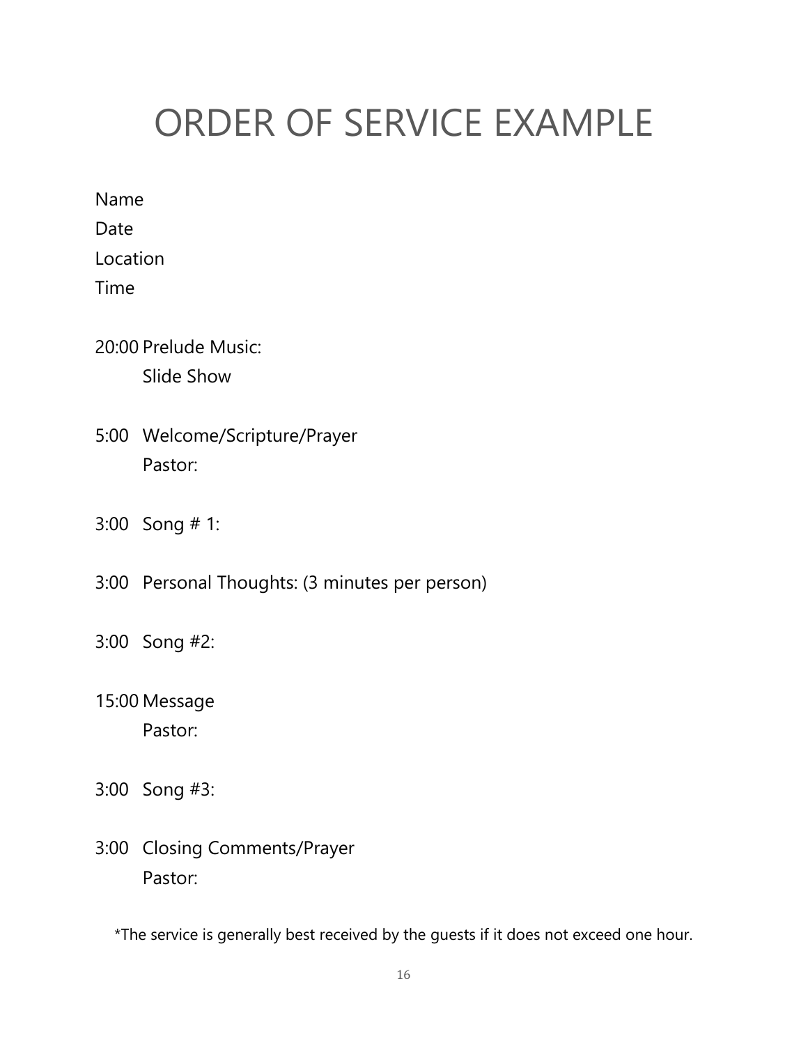# ORDER OF SERVICE EXAMPLE

Name

Date

Location

Time

20:00 Prelude Music:
Slide Show

5:00 Welcome/Scripture/Prayer
Pastor:

3:00 Song # 1:

3:00 Personal Thoughts: (3 minutes per person)

3:00 Song #2:

15:00 Message
Pastor:

3:00 Song #3:

3:00 Closing Comments/Prayer
Pastor:

*The service is generally best received by the guests if it does not exceed one hour.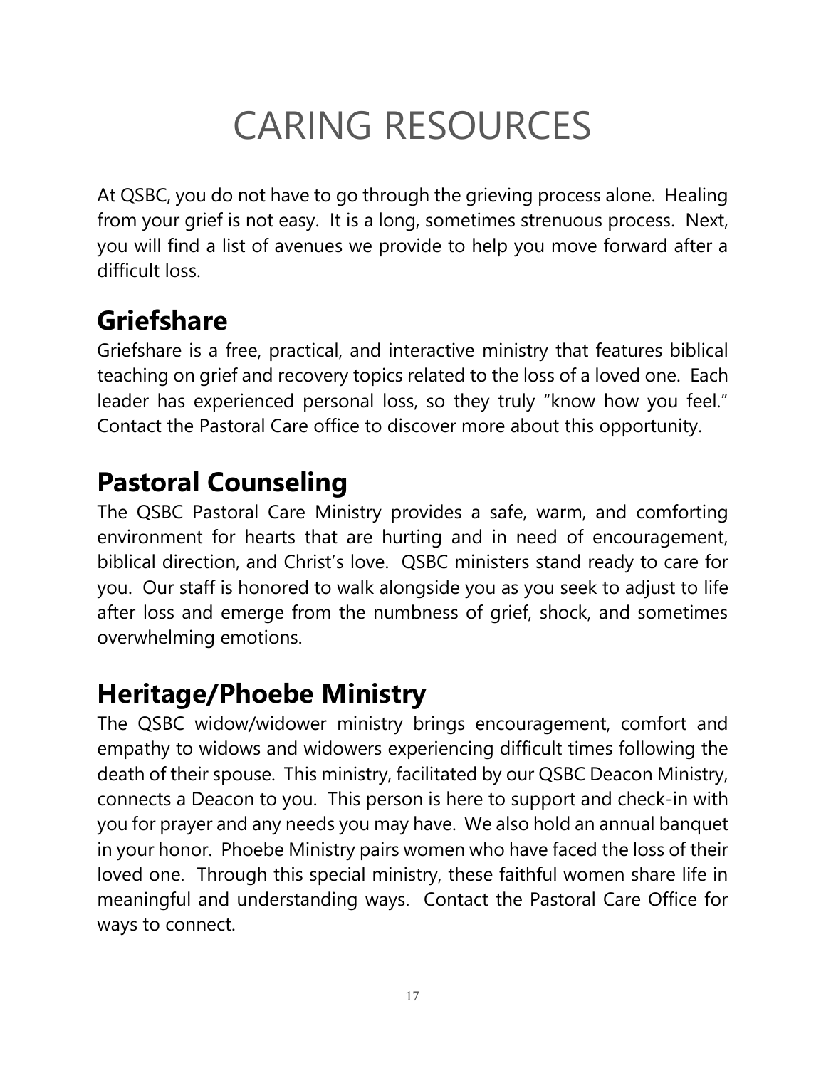# CARING RESOURCES

At QSBC, you do not have to go through the grieving process alone. Healing from your grief is not easy. It is a long, sometimes strenuous process. Next, you will find a list of avenues we provide to help you move forward after a difficult loss.

## Griefshare

Griefshare is a free, practical, and interactive ministry that features biblical teaching on grief and recovery topics related to the loss of a loved one. Each leader has experienced personal loss, so they truly "know how you feel." Contact the Pastoral Care office to discover more about this opportunity.

## Pastoral Counseling

The QSBC Pastoral Care Ministry provides a safe, warm, and comforting environment for hearts that are hurting and in need of encouragement, biblical direction, and Christ's love. QSBC ministers stand ready to care for you. Our staff is honored to walk alongside you as you seek to adjust to life after loss and emerge from the numbness of grief, shock, and sometimes overwhelming emotions.

## Heritage/Phoebe Ministry

The QSBC widow/widower ministry brings encouragement, comfort and empathy to widows and widowers experiencing difficult times following the death of their spouse. This ministry, facilitated by our QSBC Deacon Ministry, connects a Deacon to you. This person is here to support and check-in with you for prayer and any needs you may have. We also hold an annual banquet in your honor. Phoebe Ministry pairs women who have faced the loss of their loved one. Through this special ministry, these faithful women share life in meaningful and understanding ways. Contact the Pastoral Care Office for ways to connect.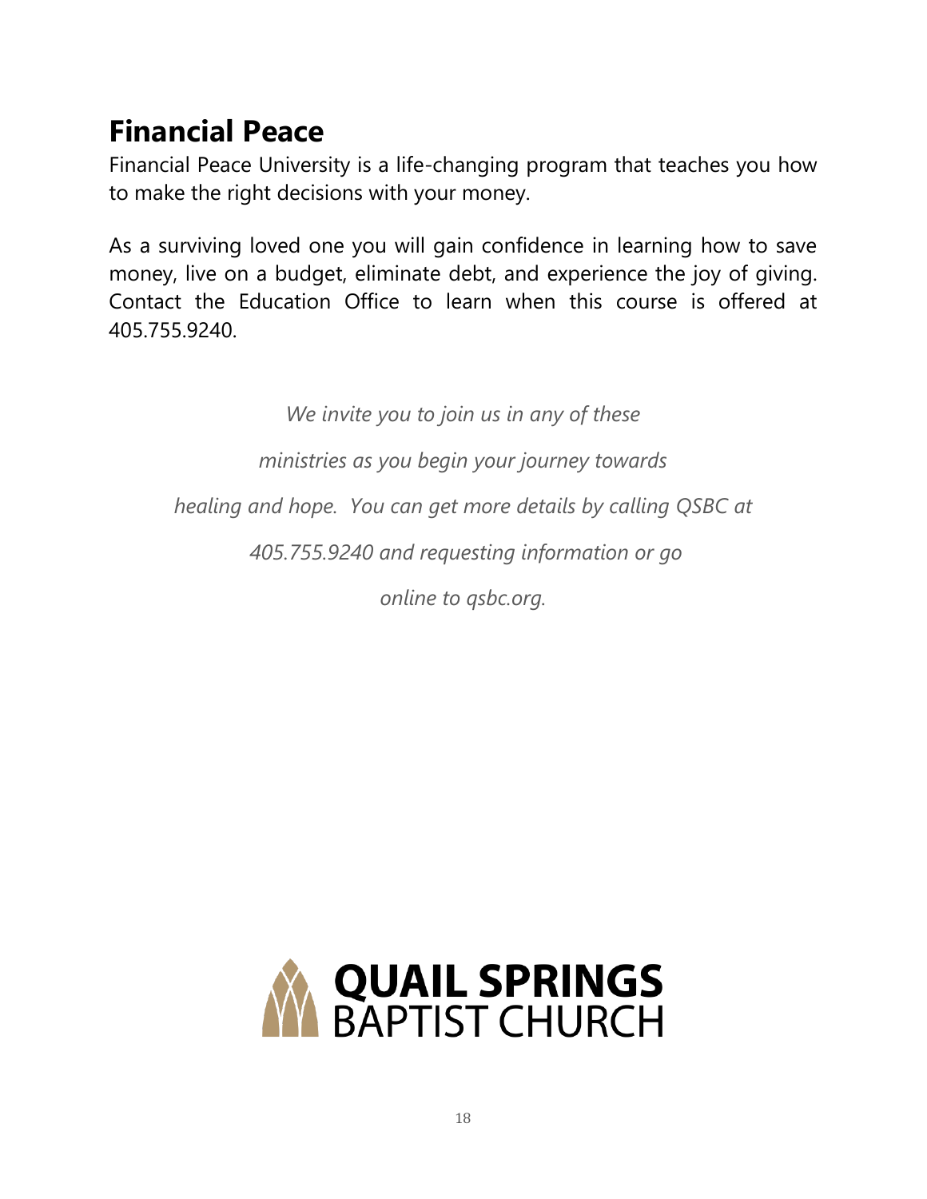## Financial Peace

Financial Peace University is a life-changing program that teaches you how to make the right decisions with your money.

As a surviving loved one you will gain confidence in learning how to save money, live on a budget, eliminate debt, and experience the joy of giving. Contact the Education Office to learn when this course is offered at 405.755.9240.

*We invite you to join us in any of these ministries as you begin your journey towards healing and hope. You can get more details by calling QSBC at 405.755.9240 and requesting information or go online to qsbc.org.*

**QUAIL SPRINGS**
BAPTIST CHURCH